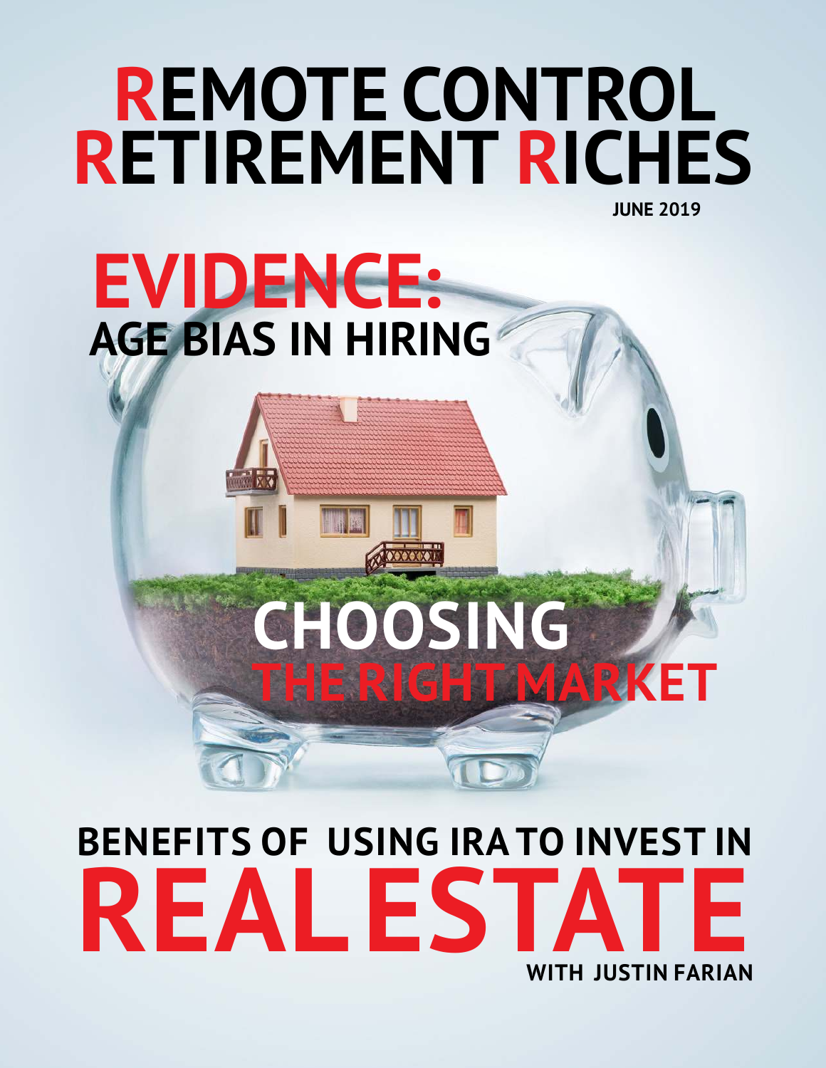# REMOTE CONTROL RETIREMENT RICHES

**JUNE 2019**

## EVIDENCE: AGE BIAS IN HIRING

## CHOOSING THE RIGHT MARKET

## BENEFITS OF USING IRA TO INVEST IN REAL ESTATE

**WITH JUSTIN FARIAN**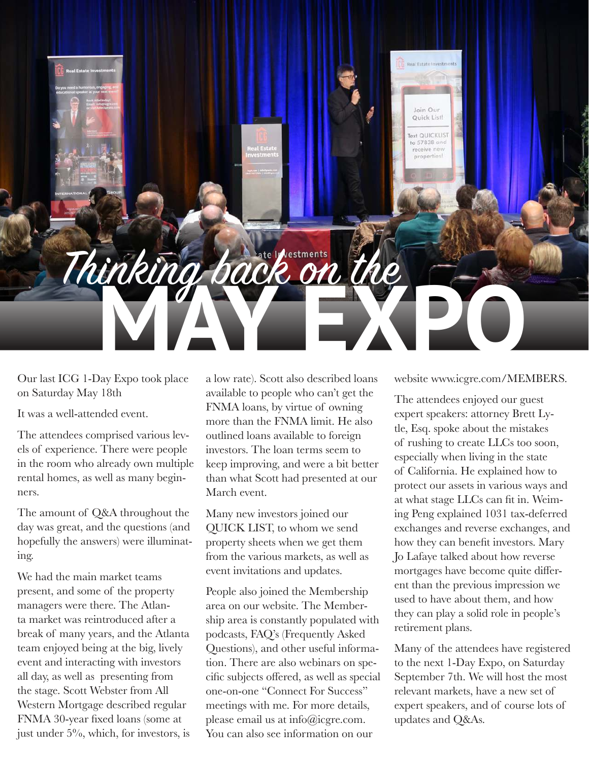# Thinking back on the MAY EXPO

Our last ICG 1-Day Expo took place on Saturday May 18th

It was a well-attended event.

The attendees comprised various levels of experience. There were people in the room who already own multiple rental homes, as well as many beginners.

The amount of Q&A throughout the day was great, and the questions (and hopefully the answers) were illuminating.

We had the main market teams present, and some of the property managers were there. The Atlanta market was reintroduced after a break of many years, and the Atlanta team enjoyed being at the big, lively event and interacting with investors all day, as well as presenting from the stage. Scott Webster from All Western Mortgage described regular FNMA 30-year fixed loans (some at just under 5%, which, for investors, is a low rate). Scott also described loans available to people who can't get the FNMA loans, by virtue of owning more than the FNMA limit. He also outlined loans available to foreign investors. The loan terms seem to keep improving, and were a bit better than what Scott had presented at our March event.

Many new investors joined our QUICK LIST, to whom we send property sheets when we get them from the various markets, as well as event invitations and updates.

People also joined the Membership area on our website. The Membership area is constantly populated with podcasts, FAQ's (Frequently Asked Questions), and other useful information. There are also webinars on specific subjects offered, as well as special one-on-one "Connect For Success" meetings with me. For more details, please email us at info@icgre.com. You can also see information on our website www.icgre.com/MEMBERS.

The attendees enjoyed our guest expert speakers: attorney Brett Lytle, Esq. spoke about the mistakes of rushing to create LLCs too soon, especially when living in the state of California. He explained how to protect our assets in various ways and at what stage LLCs can fit in. Weiming Peng explained 1031 tax-deferred exchanges and reverse exchanges, and how they can benefit investors. Mary Jo Lafaye talked about how reverse mortgages have become quite different than the previous impression we used to have about them, and how they can play a solid role in people's retirement plans.

Many of the attendees have registered to the next 1-Day Expo, on Saturday September 7th. We will host the most relevant markets, have a new set of expert speakers, and of course lots of updates and Q&As.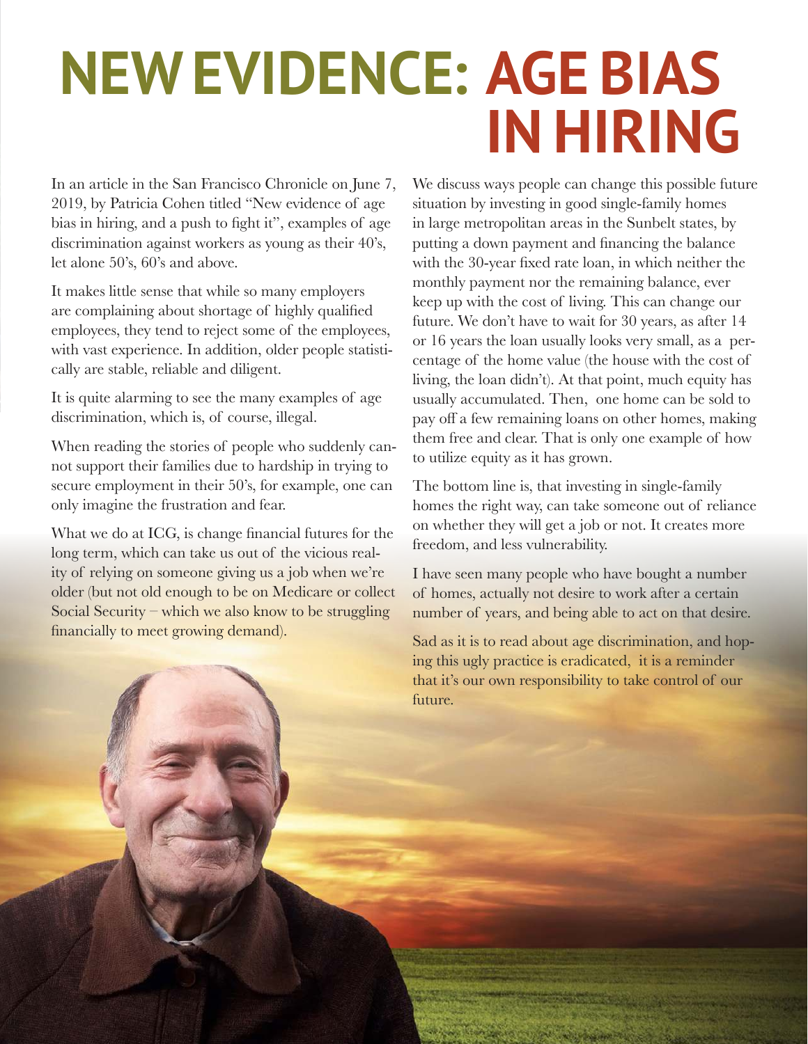# NEW EVIDENCE: AGE BIAS IN HIRING

In an article in the San Francisco Chronicle on June 7, 2019, by Patricia Cohen titled "New evidence of age bias in hiring, and a push to fight it", examples of age discrimination against workers as young as their 40's, let alone 50's, 60's and above.

It makes little sense that while so many employers are complaining about shortage of highly qualified employees, they tend to reject some of the employees, with vast experience. In addition, older people statistically are stable, reliable and diligent.

It is quite alarming to see the many examples of age discrimination, which is, of course, illegal.

When reading the stories of people who suddenly cannot support their families due to hardship in trying to secure employment in their 50's, for example, one can only imagine the frustration and fear.

What we do at ICG, is change financial futures for the long term, which can take us out of the vicious reality of relying on someone giving us a job when we're older (but not old enough to be on Medicare or collect Social Security – which we also know to be struggling financially to meet growing demand).

We discuss ways people can change this possible future situation by investing in good single-family homes in large metropolitan areas in the Sunbelt states, by putting a down payment and financing the balance with the 30-year fixed rate loan, in which neither the monthly payment nor the remaining balance, ever keep up with the cost of living. This can change our future. We don't have to wait for 30 years, as after 14 or 16 years the loan usually looks very small, as a percentage of the home value (the house with the cost of living, the loan didn't). At that point, much equity has usually accumulated. Then, one home can be sold to pay off a few remaining loans on other homes, making them free and clear. That is only one example of how to utilize equity as it has grown.

The bottom line is, that investing in single-family homes the right way, can take someone out of reliance on whether they will get a job or not. It creates more freedom, and less vulnerability.

I have seen many people who have bought a number of homes, actually not desire to work after a certain number of years, and being able to act on that desire.

Sad as it is to read about age discrimination, and hoping this ugly practice is eradicated, it is a reminder that it's our own responsibility to take control of our future.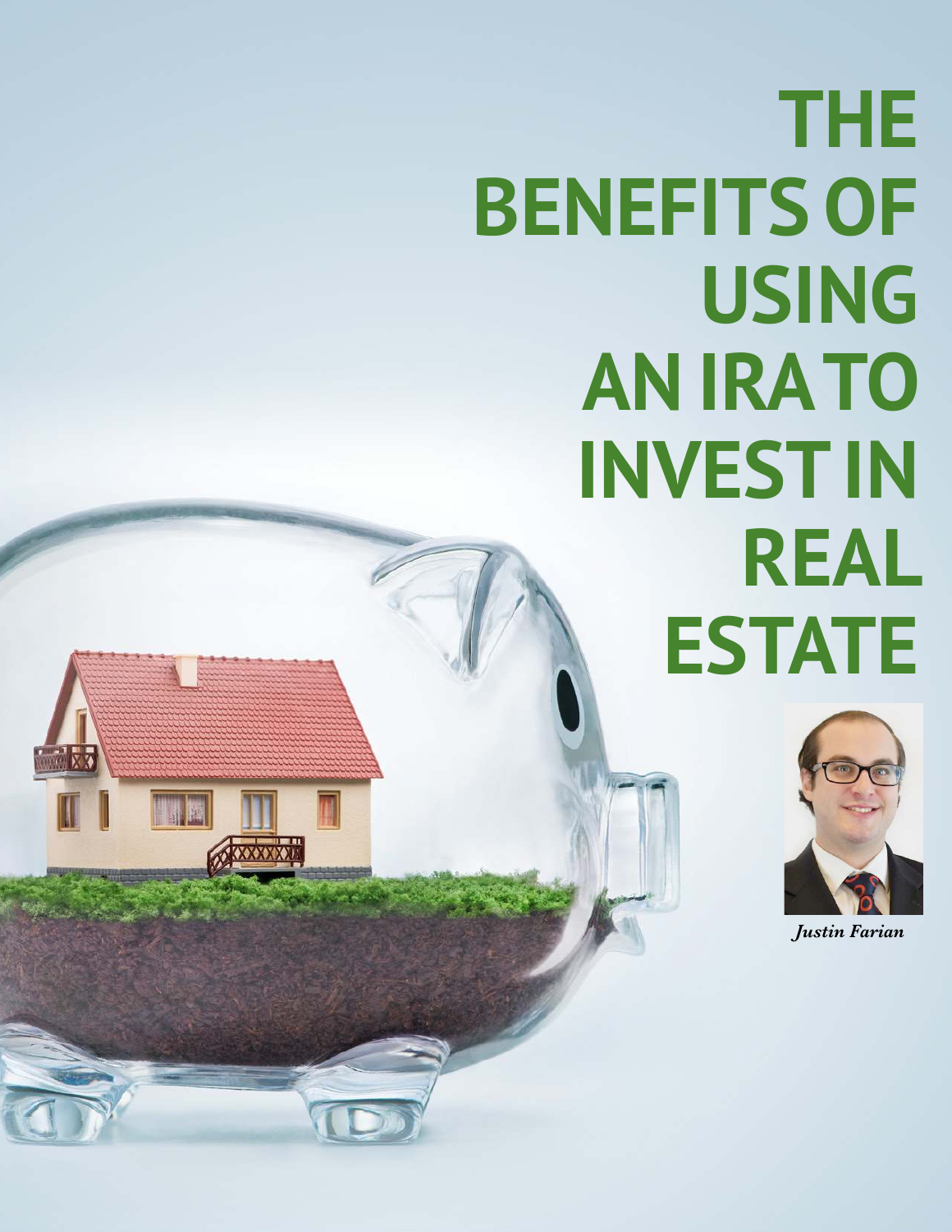# THE BENEFITS OF USING AN IRA TO INVEST IN REAL ESTATE

*Justin Farian*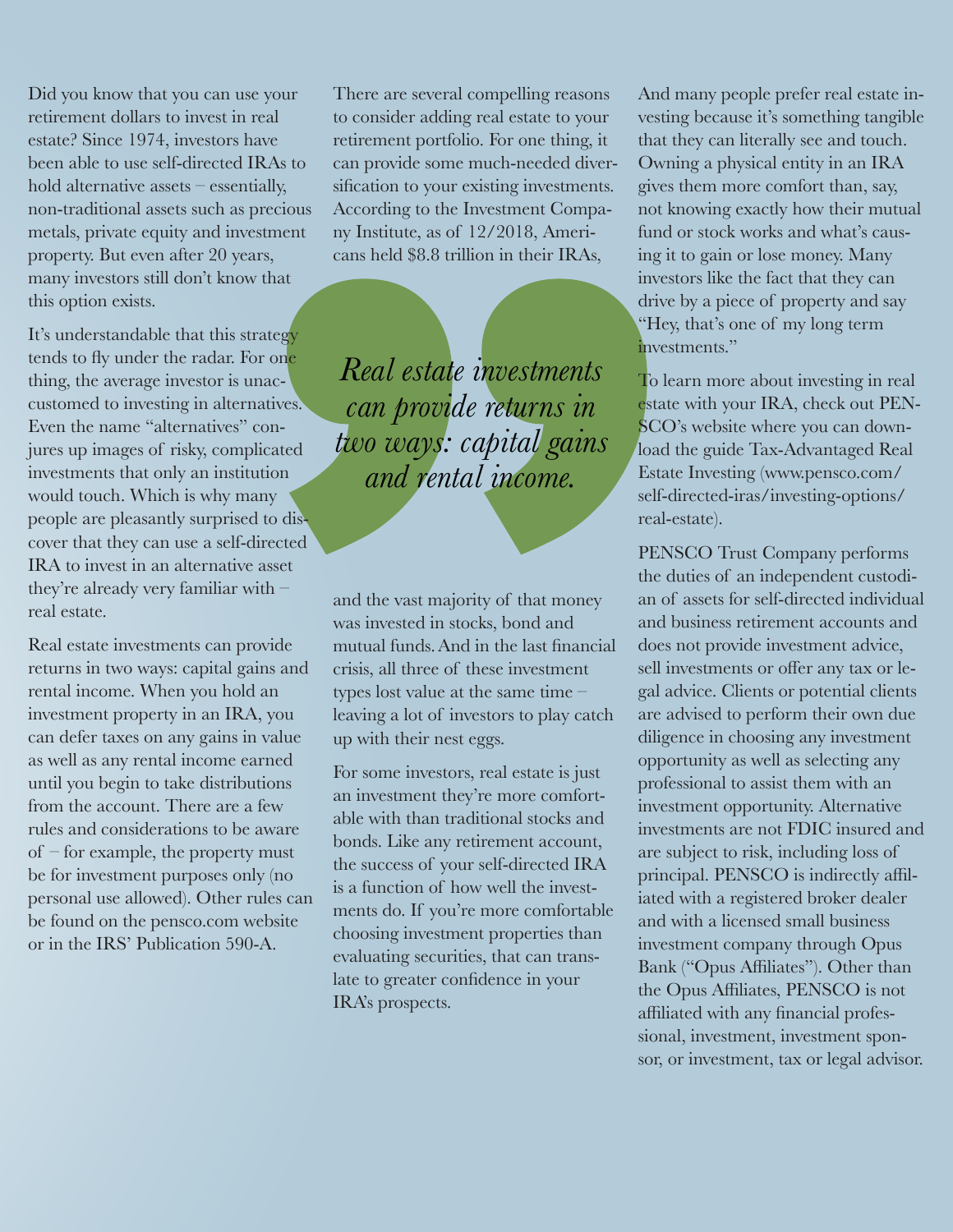Did you know that you can use your retirement dollars to invest in real estate? Since 1974, investors have been able to use self-directed IRAs to hold alternative assets – essentially, non-traditional assets such as precious metals, private equity and investment property. But even after 20 years, many investors still don't know that this option exists.

It's understandable that this strategy tends to fly under the radar. For one thing, the average investor is unaccustomed to investing in alternatives. Even the name "alternatives" conjures up images of risky, complicated investments that only an institution would touch. Which is why many people are pleasantly surprised to discover that they can use a self-directed IRA to invest in an alternative asset they're already very familiar with – real estate.

Real estate investments can provide returns in two ways: capital gains and rental income. When you hold an investment property in an IRA, you can defer taxes on any gains in value as well as any rental income earned until you begin to take distributions from the account. There are a few rules and considerations to be aware of – for example, the property must be for investment purposes only (no personal use allowed). Other rules can be found on the pensco.com website or in the IRS' Publication 590-A.

There are several compelling reasons to consider adding real estate to your retirement portfolio. For one thing, it can provide some much-needed diversification to your existing investments. According to the Investment Company Institute, as of 12/2018, Americans held $8.8 trillion in their IRAs, and the vast majority of that money was invested in stocks, bond and mutual funds. And in the last financial crisis, all three of these investment types lost value at the same time – leaving a lot of investors to play catch up with their nest eggs.

> *Real estate investments can provide returns in two ways: capital gains and rental income.*

For some investors, real estate is just an investment they're more comfortable with than traditional stocks and bonds. Like any retirement account, the success of your self-directed IRA is a function of how well the investments do. If you're more comfortable choosing investment properties than evaluating securities, that can translate to greater confidence in your IRA's prospects.

And many people prefer real estate investing because it's something tangible that they can literally see and touch. Owning a physical entity in an IRA gives them more comfort than, say, not knowing exactly how their mutual fund or stock works and what's causing it to gain or lose money. Many investors like the fact that they can drive by a piece of property and say "Hey, that's one of my long term investments."

To learn more about investing in real estate with your IRA, check out PENSCO's website where you can download the guide Tax-Advantaged Real Estate Investing (www.pensco.com/self-directed-iras/investing-options/real-estate).

PENSCO Trust Company performs the duties of an independent custodian of assets for self-directed individual and business retirement accounts and does not provide investment advice, sell investments or offer any tax or legal advice. Clients or potential clients are advised to perform their own due diligence in choosing any investment opportunity as well as selecting any professional to assist them with an investment opportunity. Alternative investments are not FDIC insured and are subject to risk, including loss of principal. PENSCO is indirectly affiliated with a registered broker dealer and with a licensed small business investment company through Opus Bank ("Opus Affiliates"). Other than the Opus Affiliates, PENSCO is not affiliated with any financial professional, investment, investment sponsor, or investment, tax or legal advisor.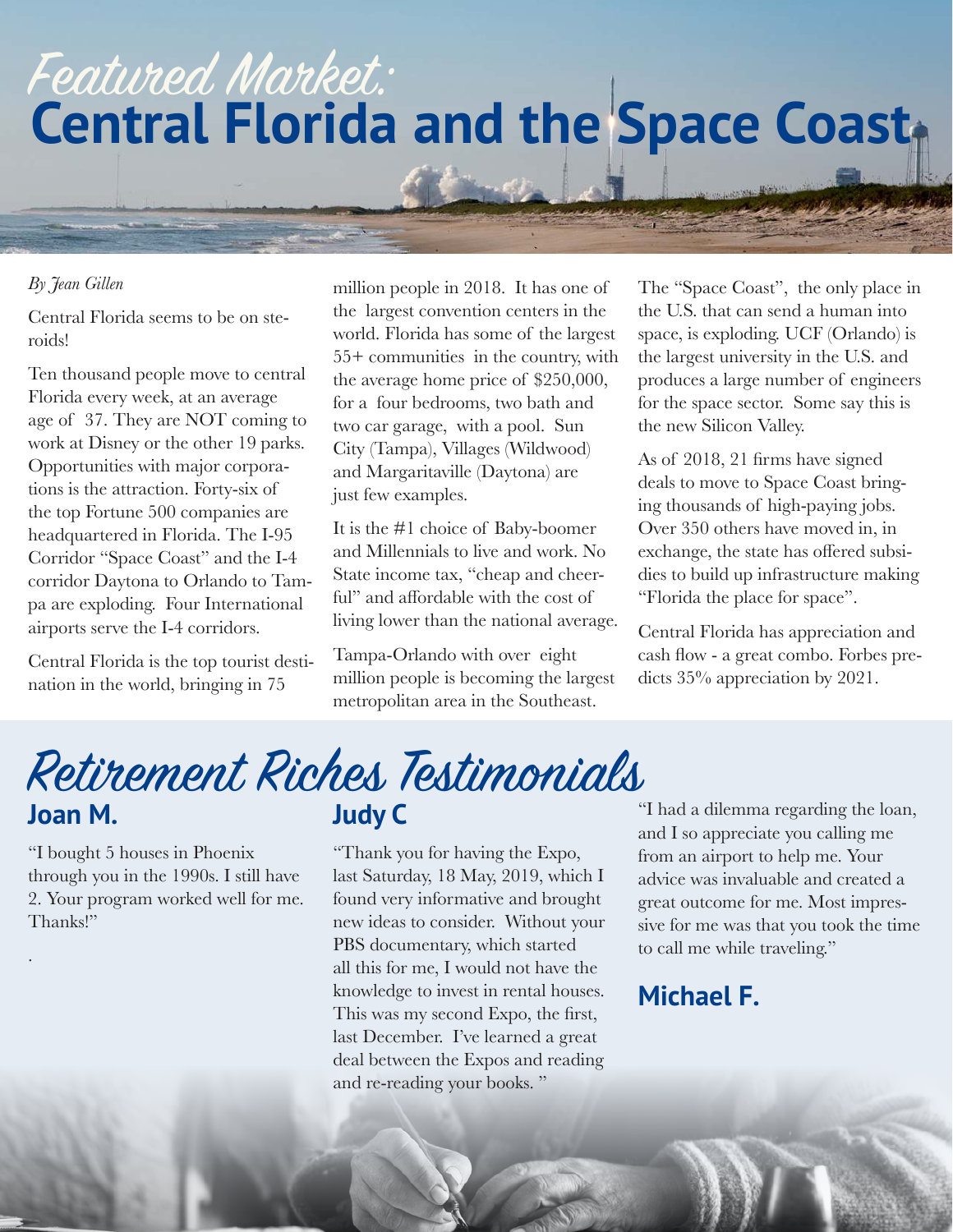// Featured Market:

# Central Florida and the Space Coast

*By Jean Gillen*

Central Florida seems to be on steroids!

Ten thousand people move to central Florida every week, at an average age of 37. They are NOT coming to work at Disney or the other 19 parks. Opportunities with major corporations is the attraction. Forty-six of the top Fortune 500 companies are headquartered in Florida. The I-95 Corridor "Space Coast" and the I-4 corridor Daytona to Orlando to Tampa are exploding. Four International airports serve the I-4 corridors.

Central Florida is the top tourist destination in the world, bringing in 75 million people in 2018. It has one of the largest convention centers in the world. Florida has some of the largest 55+ communities in the country, with the average home price of $250,000, for a four bedrooms, two bath and two car garage, with a pool. Sun City (Tampa), Villages (Wildwood) and Margaritaville (Daytona) are just few examples.

It is the #1 choice of Baby-boomer and Millennials to live and work. No State income tax, "cheap and cheerful" and affordable with the cost of living lower than the national average.

Tampa-Orlando with over eight million people is becoming the largest metropolitan area in the Southeast.

The "Space Coast", the only place in the U.S. that can send a human into space, is exploding. UCF (Orlando) is the largest university in the U.S. and produces a large number of engineers for the space sector. Some say this is the new Silicon Valley.

As of 2018, 21 firms have signed deals to move to Space Coast bringing thousands of high-paying jobs. Over 350 others have moved in, in exchange, the state has offered subsidies to build up infrastructure making "Florida the place for space".

Central Florida has appreciation and cash flow - a great combo. Forbes predicts 35% appreciation by 2021.

# Retirement Riches Testimonials

## Joan M.

"I bought 5 houses in Phoenix through you in the 1990s. I still have 2. Your program worked well for me. Thanks!"

## Judy C

"Thank you for having the Expo, last Saturday, 18 May, 2019, which I found very informative and brought new ideas to consider. Without your PBS documentary, which started all this for me, I would not have the knowledge to invest in rental houses. This was my second Expo, the first, last December. I've learned a great deal between the Expos and reading and re-reading your books."

"I had a dilemma regarding the loan, and I so appreciate you calling me from an airport to help me. Your advice was invaluable and created a great outcome for me. Most impressive for me was that you took the time to call me while traveling."

## Michael F.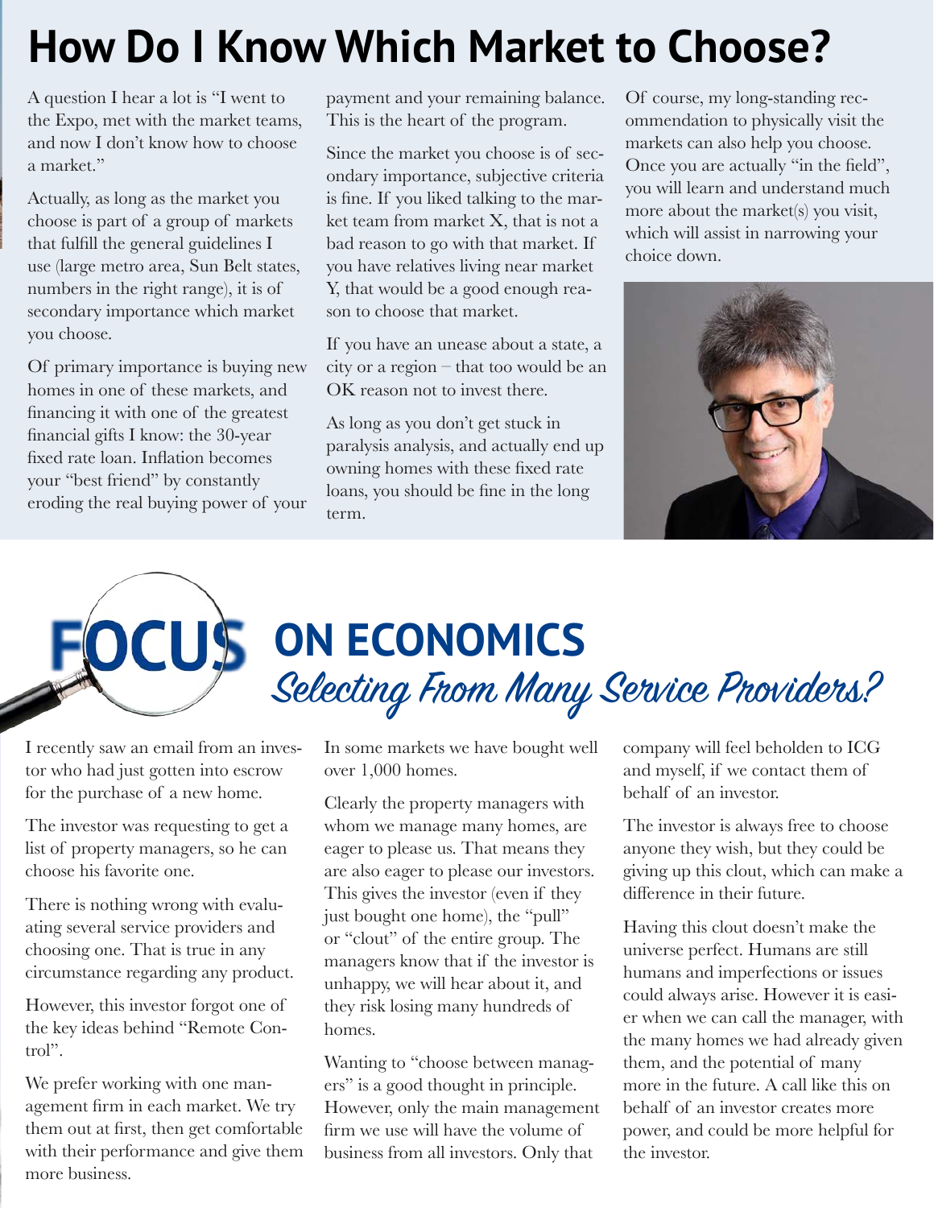# How Do I Know Which Market to Choose?

A question I hear a lot is "I went to the Expo, met with the market teams, and now I don't know how to choose a market."

Actually, as long as the market you choose is part of a group of markets that fulfill the general guidelines I use (large metro area, Sun Belt states, numbers in the right range), it is of secondary importance which market you choose.

Of primary importance is buying new homes in one of these markets, and financing it with one of the greatest financial gifts I know: the 30-year fixed rate loan. Inflation becomes your "best friend" by constantly eroding the real buying power of your payment and your remaining balance. This is the heart of the program.

Since the market you choose is of secondary importance, subjective criteria is fine. If you liked talking to the market team from market X, that is not a bad reason to go with that market. If you have relatives living near market Y, that would be a good enough reason to choose that market.

If you have an unease about a state, a city or a region – that too would be an OK reason not to invest there.

As long as you don't get stuck in paralysis analysis, and actually end up owning homes with these fixed rate loans, you should be fine in the long term.

Of course, my long-standing recommendation to physically visit the markets can also help you choose. Once you are actually "in the field", you will learn and understand much more about the market(s) you visit, which will assist in narrowing your choice down.

# FOCUS ON ECONOMICS

## *Selecting From Many Service Providers?*

I recently saw an email from an investor who had just gotten into escrow for the purchase of a new home.

The investor was requesting to get a list of property managers, so he can choose his favorite one.

There is nothing wrong with evaluating several service providers and choosing one. That is true in any circumstance regarding any product.

However, this investor forgot one of the key ideas behind "Remote Control".

We prefer working with one management firm in each market. We try them out at first, then get comfortable with their performance and give them more business.

In some markets we have bought well over 1,000 homes.

Clearly the property managers with whom we manage many homes, are eager to please us. That means they are also eager to please our investors. This gives the investor (even if they just bought one home), the "pull" or "clout" of the entire group. The managers know that if the investor is unhappy, we will hear about it, and they risk losing many hundreds of homes.

Wanting to "choose between managers" is a good thought in principle. However, only the main management firm we use will have the volume of business from all investors. Only that company will feel beholden to ICG and myself, if we contact them of behalf of an investor.

The investor is always free to choose anyone they wish, but they could be giving up this clout, which can make a difference in their future.

Having this clout doesn't make the universe perfect. Humans are still humans and imperfections or issues could always arise. However it is easier when we can call the manager, with the many homes we had already given them, and the potential of many more in the future. A call like this on behalf of an investor creates more power, and could be more helpful for the investor.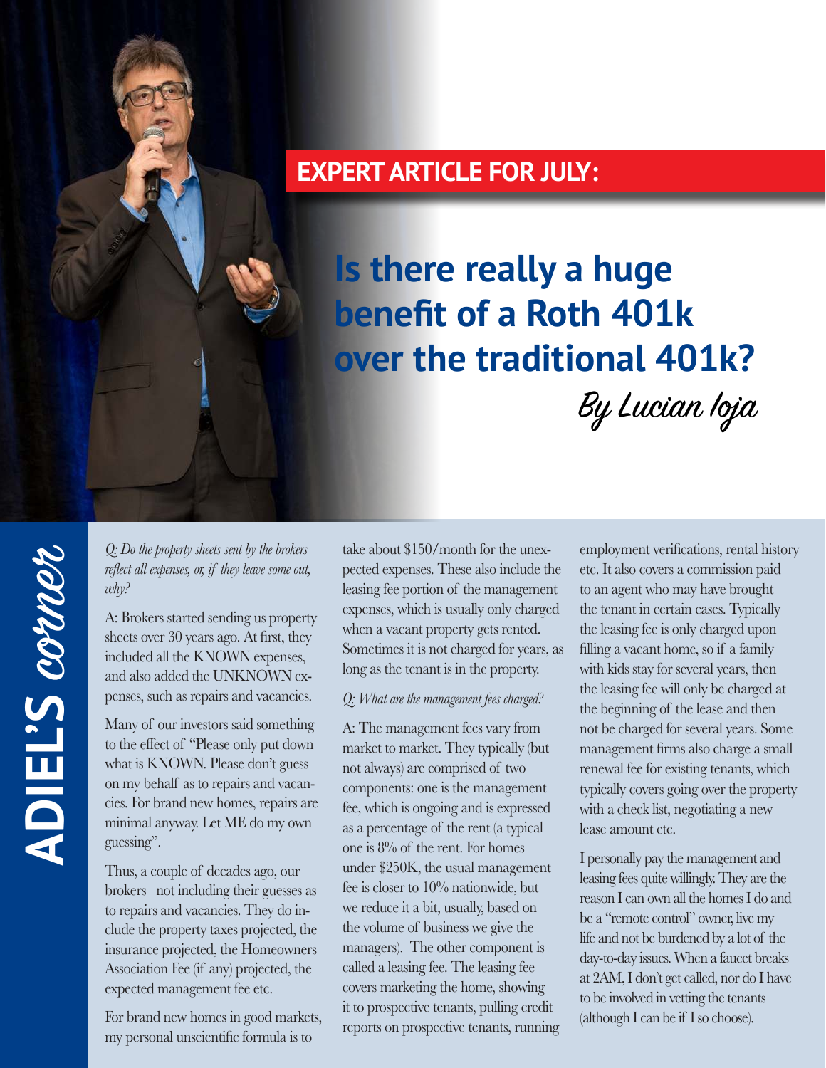**EXPERT ARTICLE FOR JULY:**

# Is there really a huge benefit of a Roth 401k over the traditional 401k?

*By Lucian Loja*

## ADIEL'S *corner*

*Q: Do the property sheets sent by the brokers reflect all expenses, or, if they leave some out, why?*

A: Brokers started sending us property sheets over 30 years ago. At first, they included all the KNOWN expenses, and also added the UNKNOWN expenses, such as repairs and vacancies.

Many of our investors said something to the effect of "Please only put down what is KNOWN. Please don't guess on my behalf as to repairs and vacancies. For brand new homes, repairs are minimal anyway. Let ME do my own guessing".

Thus, a couple of decades ago, our brokers not including their guesses as to repairs and vacancies. They do include the property taxes projected, the insurance projected, the Homeowners Association Fee (if any) projected, the expected management fee etc.

For brand new homes in good markets, my personal unscientific formula is to take about $150/month for the unexpected expenses. These also include the leasing fee portion of the management expenses, which is usually only charged when a vacant property gets rented. Sometimes it is not charged for years, as long as the tenant is in the property.

*Q: What are the management fees charged?*

A: The management fees vary from market to market. They typically (but not always) are comprised of two components: one is the management fee, which is ongoing and is expressed as a percentage of the rent (a typical one is 8% of the rent. For homes under $250K, the usual management fee is closer to 10% nationwide, but we reduce it a bit, usually, based on the volume of business we give the managers). The other component is called a leasing fee. The leasing fee covers marketing the home, showing it to prospective tenants, pulling credit reports on prospective tenants, running employment verifications, rental history etc. It also covers a commission paid to an agent who may have brought the tenant in certain cases. Typically the leasing fee is only charged upon filling a vacant home, so if a family with kids stay for several years, then the leasing fee will only be charged at the beginning of the lease and then not be charged for several years. Some management firms also charge a small renewal fee for existing tenants, which typically covers going over the property with a check list, negotiating a new lease amount etc.

I personally pay the management and leasing fees quite willingly. They are the reason I can own all the homes I do and be a "remote control" owner, live my life and not be burdened by a lot of the day-to-day issues. When a faucet breaks at 2AM, I don't get called, nor do I have to be involved in vetting the tenants (although I can be if I so choose).